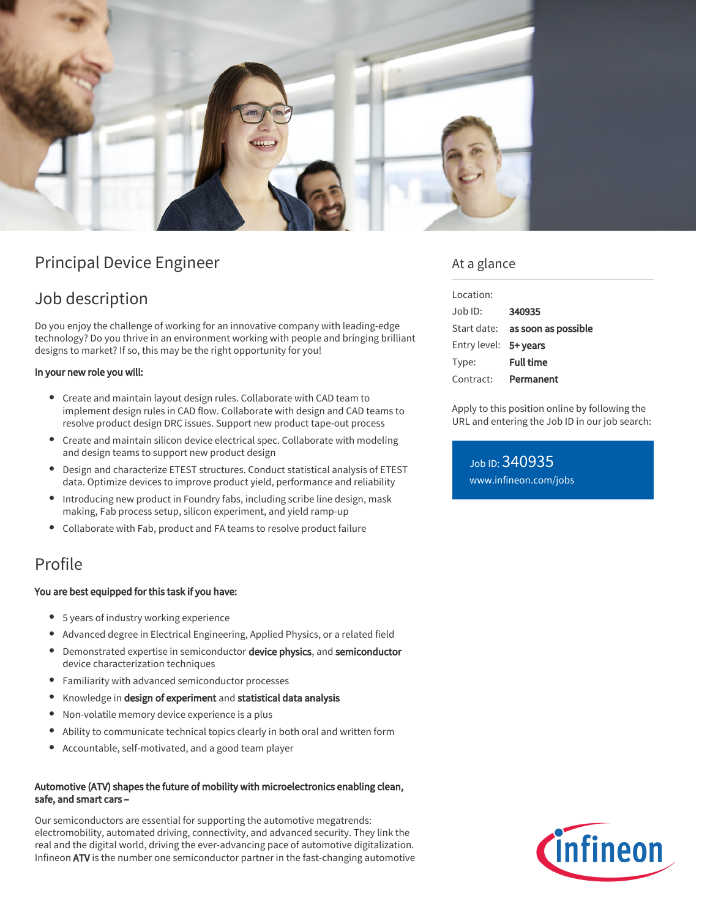# Principal Device Engineer

## Job description

Do you enjoy the challenge of working for an innovative company with leading-edge technology? Do you thrive in an environment working with people and bringing brilliant designs to market? If so, this may be the right opportunity for you!

**In your new role you will:**

- Create and maintain layout design rules. Collaborate with CAD team to implement design rules in CAD flow. Collaborate with design and CAD teams to resolve product design DRC issues. Support new product tape-out process
- Create and maintain silicon device electrical spec. Collaborate with modeling and design teams to support new product design
- Design and characterize ETEST structures. Conduct statistical analysis of ETEST data. Optimize devices to improve product yield, performance and reliability
- Introducing new product in Foundry fabs, including scribe line design, mask making, Fab process setup, silicon experiment, and yield ramp-up
- Collaborate with Fab, product and FA teams to resolve product failure

## Profile

**You are best equipped for this task if you have:**

- 5 years of industry working experience
- Advanced degree in Electrical Engineering, Applied Physics, or a related field
- Demonstrated expertise in semiconductor **device physics**, and **semiconductor** device characterization techniques
- Familiarity with advanced semiconductor processes
- Knowledge in **design of experiment** and **statistical data analysis**
- Non-volatile memory device experience is a plus
- Ability to communicate technical topics clearly in both oral and written form
- Accountable, self-motivated, and a good team player

**Automotive (ATV) shapes the future of mobility with microelectronics enabling clean, safe, and smart cars –**

Our semiconductors are essential for supporting the automotive megatrends: electromobility, automated driving, connectivity, and advanced security. They link the real and the digital world, driving the ever-advancing pace of automotive digitalization. Infineon **ATV** is the number one semiconductor partner in the fast-changing automotive

## At a glance

| | |
|---|---|
| Location: | |
| Job ID: | **340935** |
| Start date: | **as soon as possible** |
| Entry level: | **5+ years** |
| Type: | **Full time** |
| Contract: | **Permanent** |

Apply to this position online by following the URL and entering the Job ID in our job search:

Job ID: 340935
www.infineon.com/jobs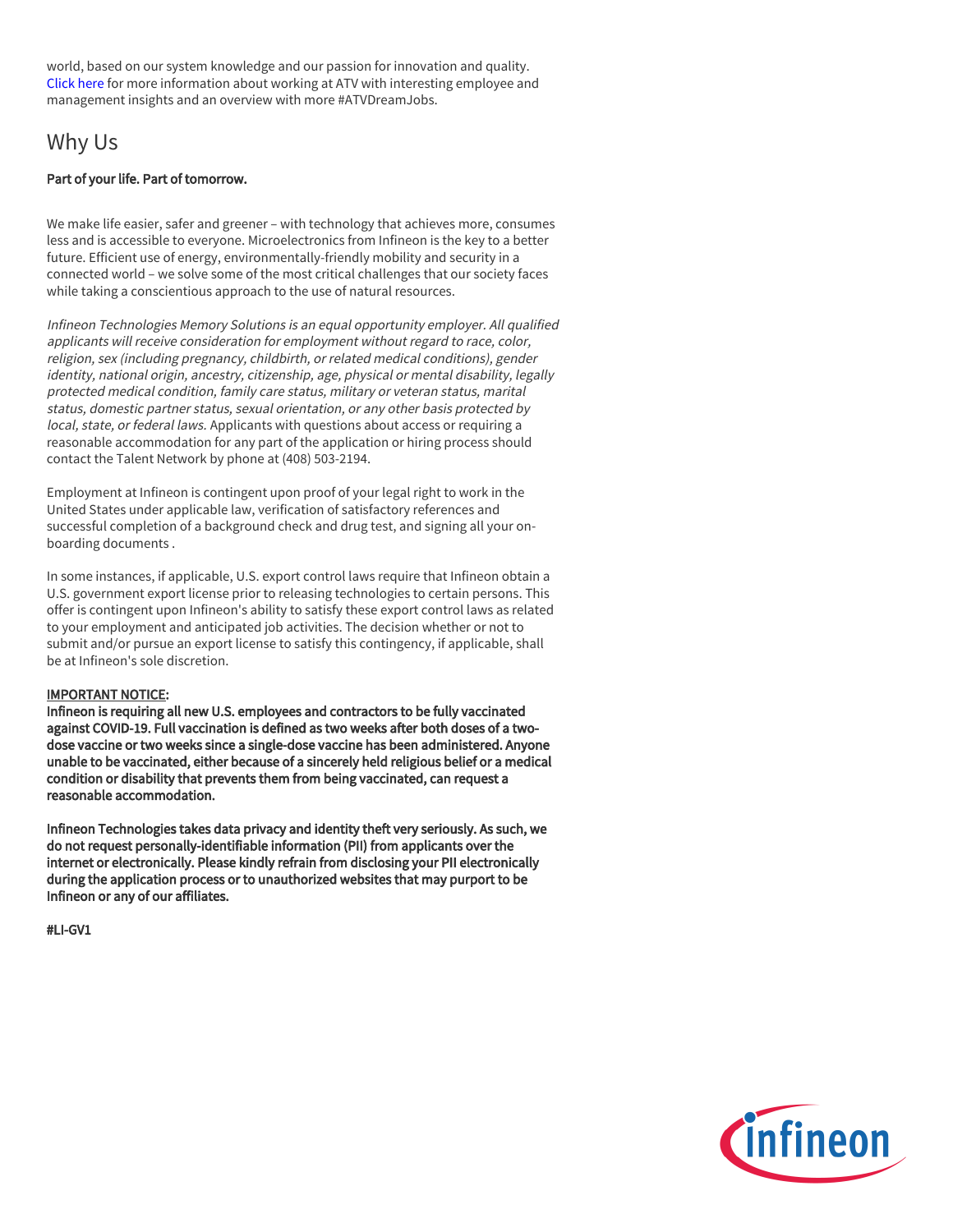world, based on our system knowledge and our passion for innovation and quality. Click here for more information about working at ATV with interesting employee and management insights and an overview with more #ATVDreamJobs.

## Why Us

**Part of your life. Part of tomorrow.**

We make life easier, safer and greener – with technology that achieves more, consumes less and is accessible to everyone. Microelectronics from Infineon is the key to a better future. Efficient use of energy, environmentally-friendly mobility and security in a connected world – we solve some of the most critical challenges that our society faces while taking a conscientious approach to the use of natural resources.

*Infineon Technologies Memory Solutions is an equal opportunity employer. All qualified applicants will receive consideration for employment without regard to race, color, religion, sex (including pregnancy, childbirth, or related medical conditions), gender identity, national origin, ancestry, citizenship, age, physical or mental disability, legally protected medical condition, family care status, military or veteran status, marital status, domestic partner status, sexual orientation, or any other basis protected by local, state, or federal laws.* Applicants with questions about access or requiring a reasonable accommodation for any part of the application or hiring process should contact the Talent Network by phone at (408) 503-2194.

Employment at Infineon is contingent upon proof of your legal right to work in the United States under applicable law, verification of satisfactory references and successful completion of a background check and drug test, and signing all your on-boarding documents .

In some instances, if applicable, U.S. export control laws require that Infineon obtain a U.S. government export license prior to releasing technologies to certain persons. This offer is contingent upon Infineon's ability to satisfy these export control laws as related to your employment and anticipated job activities. The decision whether or not to submit and/or pursue an export license to satisfy this contingency, if applicable, shall be at Infineon's sole discretion.

**IMPORTANT NOTICE:**
**Infineon is requiring all new U.S. employees and contractors to be fully vaccinated against COVID-19. Full vaccination is defined as two weeks after both doses of a two-dose vaccine or two weeks since a single-dose vaccine has been administered. Anyone unable to be vaccinated, either because of a sincerely held religious belief or a medical condition or disability that prevents them from being vaccinated, can request a reasonable accommodation.**

**Infineon Technologies takes data privacy and identity theft very seriously. As such, we do not request personally-identifiable information (PII) from applicants over the internet or electronically. Please kindly refrain from disclosing your PII electronically during the application process or to unauthorized websites that may purport to be Infineon or any of our affiliates.**

**#LI-GV1**